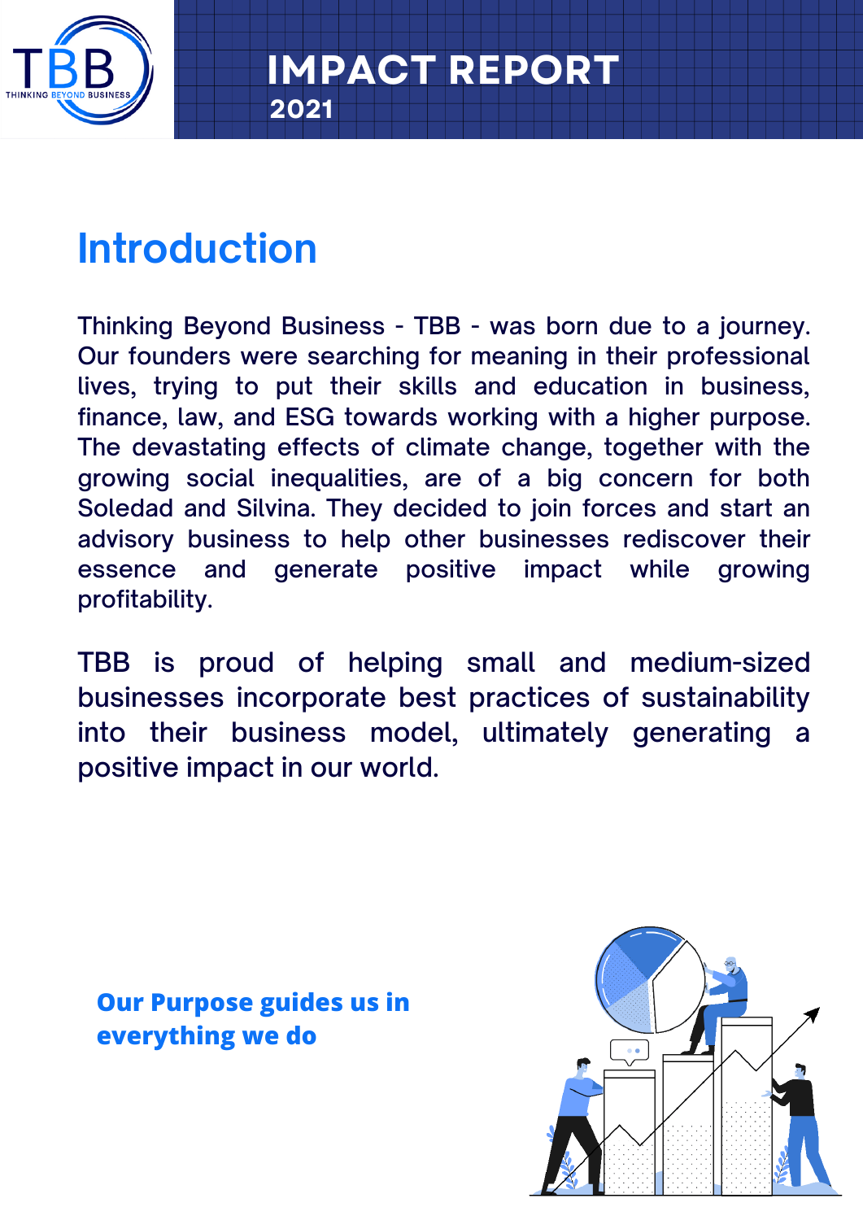TBB

THINKING BEYOND BUSINESS

# IMPACT REPORT

**2021**

## Introduction

Thinking Beyond Business - TBB - was born due to a journey. Our founders were searching for meaning in their professional lives, trying to put their skills and education in business, finance, law, and ESG towards working with a higher purpose. The devastating effects of climate change, together with the growing social inequalities, are of a big concern for both Soledad and Silvina. They decided to join forces and start an advisory business to help other businesses rediscover their essence and generate positive impact while growing profitability.

TBB is proud of helping small and medium-sized businesses incorporate best practices of sustainability into their business model, ultimately generating a positive impact in our world.

**Our Purpose guides us in everything we do**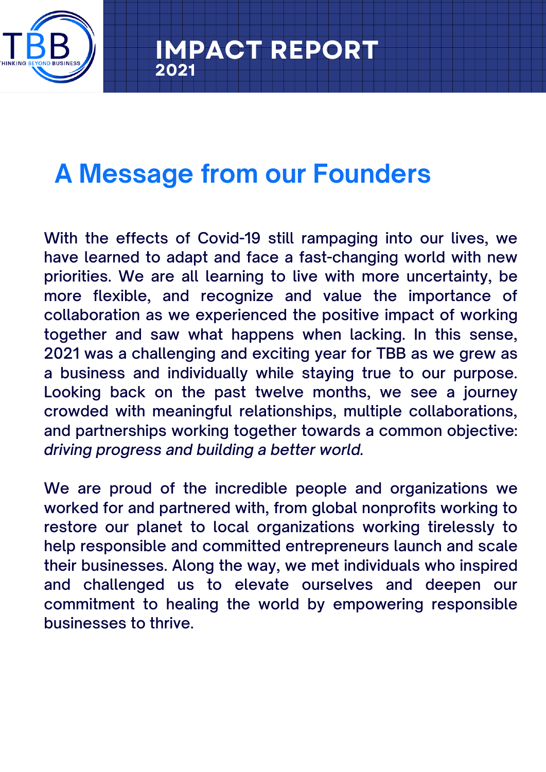# IMPACT REPORT
**2021**

## A Message from our Founders

With the effects of Covid-19 still rampaging into our lives, we have learned to adapt and face a fast-changing world with new priorities. We are all learning to live with more uncertainty, be more flexible, and recognize and value the importance of collaboration as we experienced the positive impact of working together and saw what happens when lacking. In this sense, 2021 was a challenging and exciting year for TBB as we grew as a business and individually while staying true to our purpose. Looking back on the past twelve months, we see a journey crowded with meaningful relationships, multiple collaborations, and partnerships working together towards a common objective: *driving progress and building a better world.*

We are proud of the incredible people and organizations we worked for and partnered with, from global nonprofits working to restore our planet to local organizations working tirelessly to help responsible and committed entrepreneurs launch and scale their businesses. Along the way, we met individuals who inspired and challenged us to elevate ourselves and deepen our commitment to healing the world by empowering responsible businesses to thrive.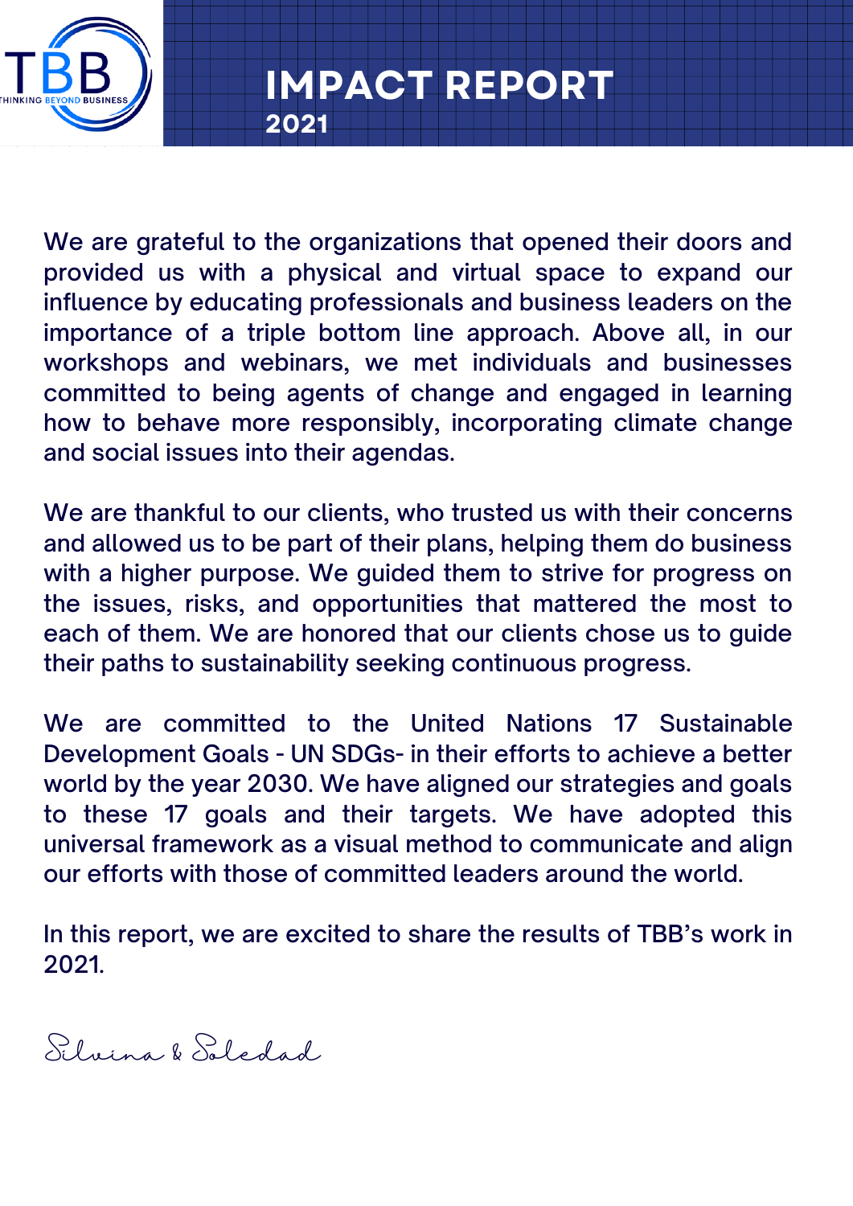# IMPACT REPORT

**2021**

We are grateful to the organizations that opened their doors and provided us with a physical and virtual space to expand our influence by educating professionals and business leaders on the importance of a triple bottom line approach. Above all, in our workshops and webinars, we met individuals and businesses committed to being agents of change and engaged in learning how to behave more responsibly, incorporating climate change and social issues into their agendas.

We are thankful to our clients, who trusted us with their concerns and allowed us to be part of their plans, helping them do business with a higher purpose. We guided them to strive for progress on the issues, risks, and opportunities that mattered the most to each of them. We are honored that our clients chose us to guide their paths to sustainability seeking continuous progress.

We are committed to the United Nations 17 Sustainable Development Goals - UN SDGs- in their efforts to achieve a better world by the year 2030. We have aligned our strategies and goals to these 17 goals and their targets. We have adopted this universal framework as a visual method to communicate and align our efforts with those of committed leaders around the world.

In this report, we are excited to share the results of TBB's work in 2021.

*Silvina & Soledad*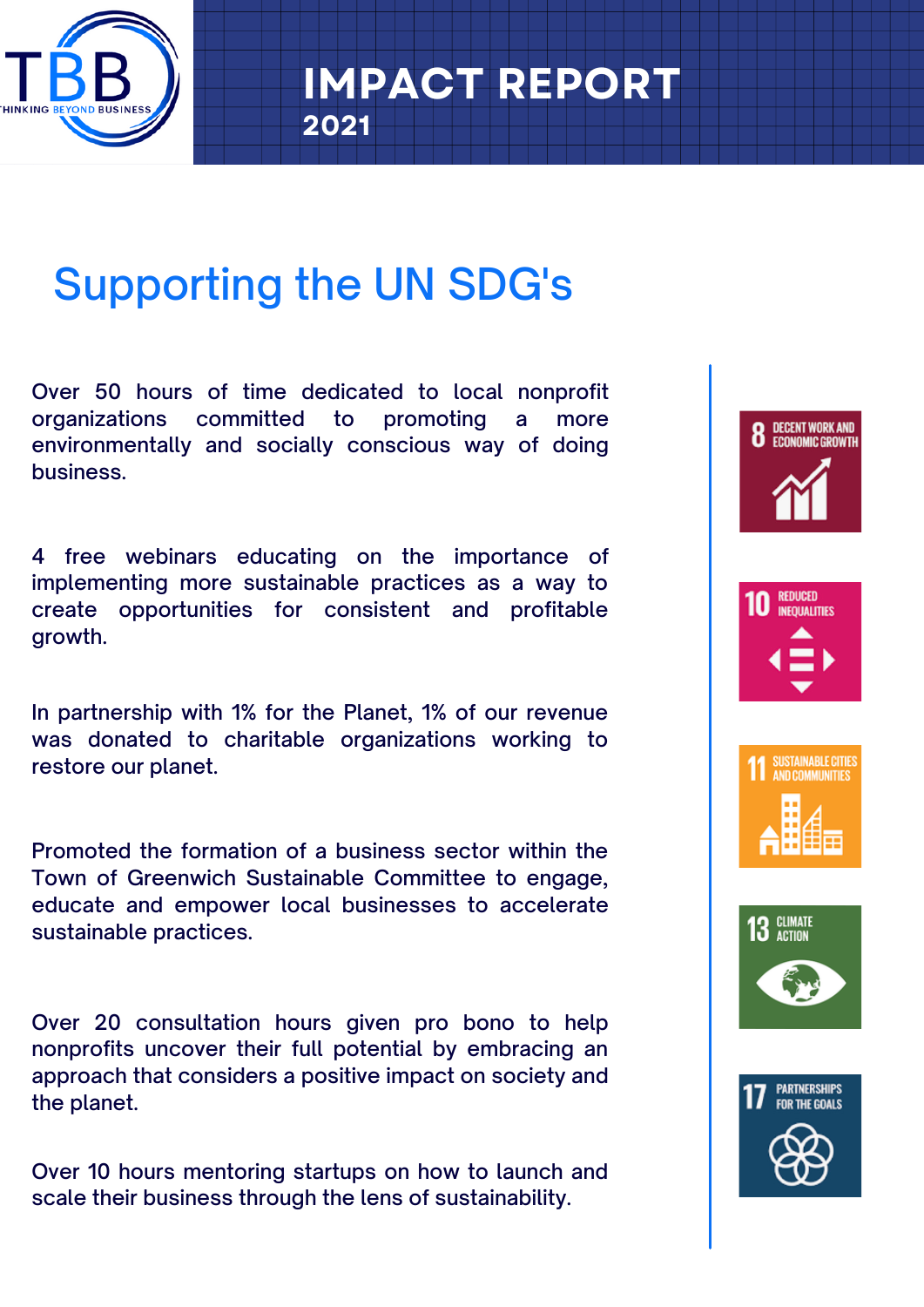# IMPACT REPORT

2021

## Supporting the UN SDG's

Over 50 hours of time dedicated to local nonprofit organizations committed to promoting a more environmentally and socially conscious way of doing business.

4 free webinars educating on the importance of implementing more sustainable practices as a way to create opportunities for consistent and profitable growth.

In partnership with 1% for the Planet, 1% of our revenue was donated to charitable organizations working to restore our planet.

Promoted the formation of a business sector within the Town of Greenwich Sustainable Committee to engage, educate and empower local businesses to accelerate sustainable practices.

Over 20 consultation hours given pro bono to help nonprofits uncover their full potential by embracing an approach that considers a positive impact on society and the planet.

Over 10 hours mentoring startups on how to launch and scale their business through the lens of sustainability.

8 DECENT WORK AND ECONOMIC GROWTH

10 REDUCED INEQUALITIES

11 SUSTAINABLE CITIES AND COMMUNITIES

13 CLIMATE ACTION

17 PARTNERSHIPS FOR THE GOALS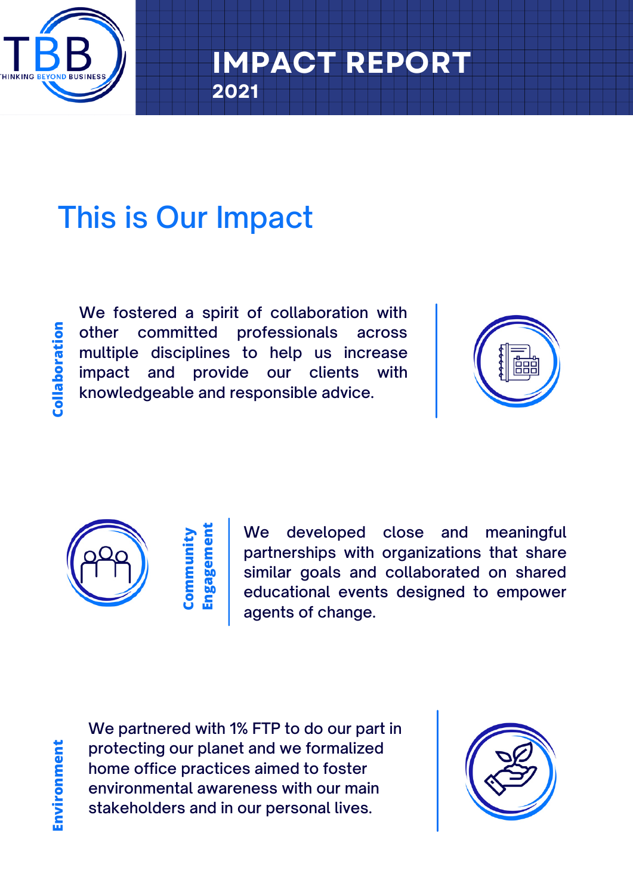TBB
THINKING BEYOND BUSINESS

# IMPACT REPORT
2021

## This is Our Impact

### Collaboration

We fostered a spirit of collaboration with other committed professionals across multiple disciplines to help us increase impact and provide our clients with knowledgeable and responsible advice.

### Community Engagement

We developed close and meaningful partnerships with organizations that share similar goals and collaborated on shared educational events designed to empower agents of change.

### Environment

We partnered with 1% FTP to do our part in protecting our planet and we formalized home office practices aimed to foster environmental awareness with our main stakeholders and in our personal lives.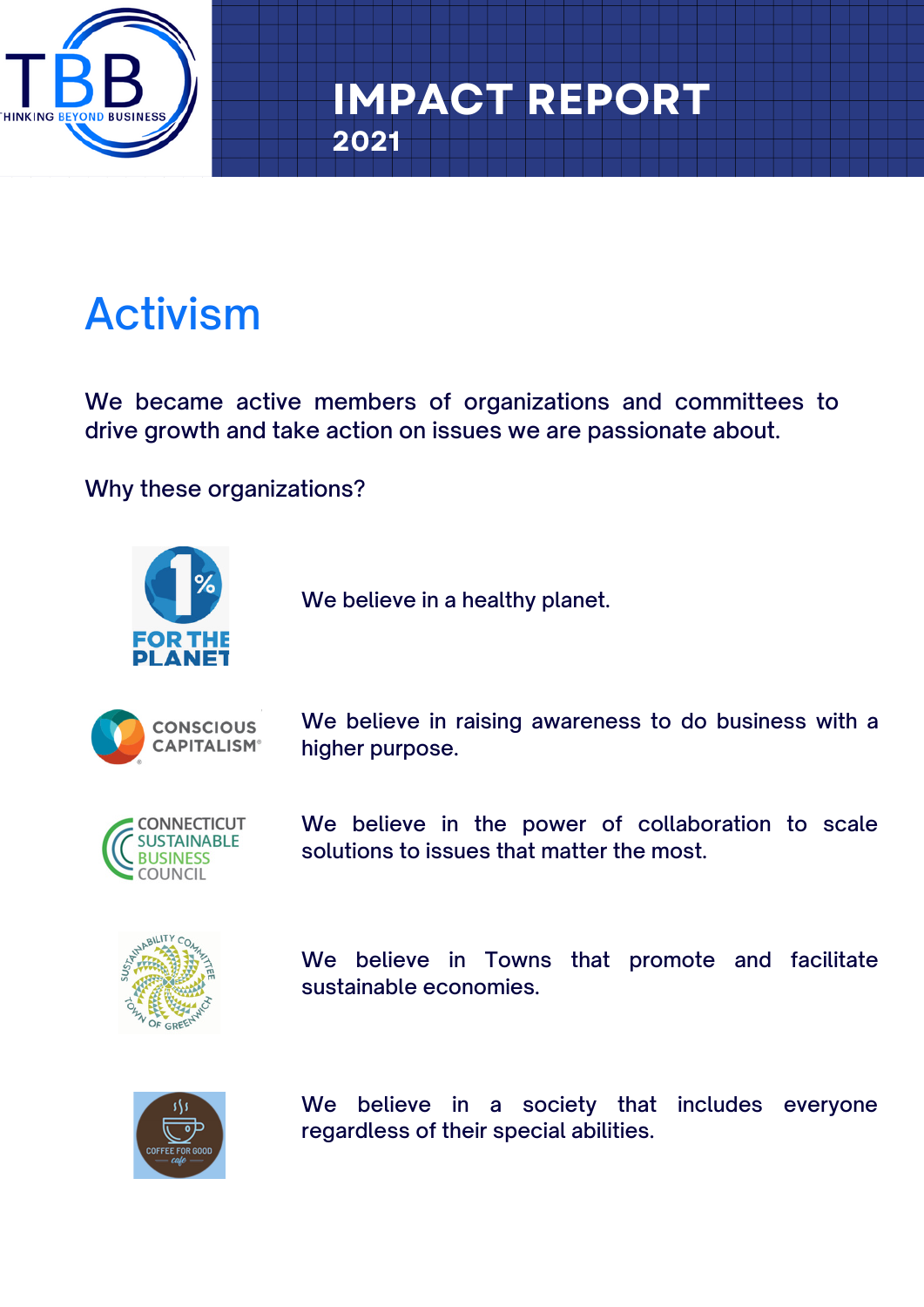# IMPACT REPORT
2021

## Activism

We became active members of organizations and committees to drive growth and take action on issues we are passionate about.

Why these organizations?

| Organization | Why |
| --- | --- |
| 1% For The Planet | We believe in a healthy planet. |
| Conscious Capitalism | We believe in raising awareness to do business with a higher purpose. |
| Connecticut Sustainable Business Council | We believe in the power of collaboration to scale solutions to issues that matter the most. |
| Sustainability Committee Town of Greenwich | We believe in Towns that promote and facilitate sustainable economies. |
| Coffee For Good Cafe | We believe in a society that includes everyone regardless of their special abilities. |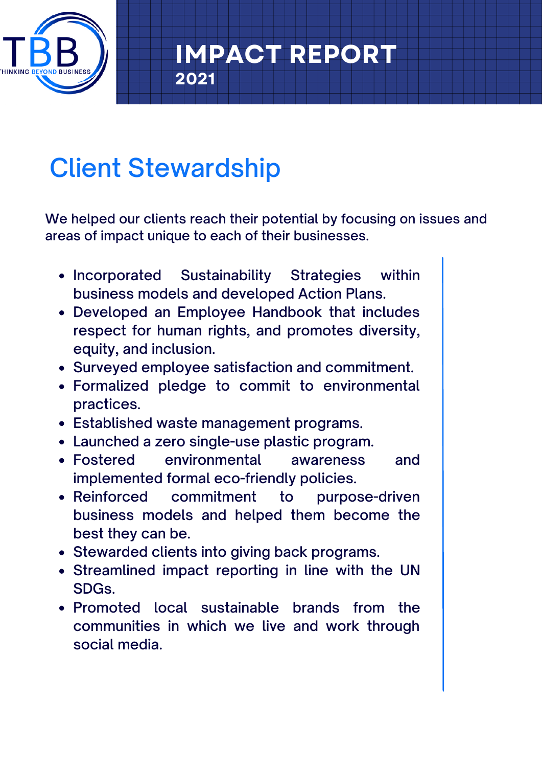# Client Stewardship

We helped our clients reach their potential by focusing on issues and areas of impact unique to each of their businesses.

- Incorporated Sustainability Strategies within business models and developed Action Plans.
- Developed an Employee Handbook that includes respect for human rights, and promotes diversity, equity, and inclusion.
- Surveyed employee satisfaction and commitment.
- Formalized pledge to commit to environmental practices.
- Established waste management programs.
- Launched a zero single-use plastic program.
- Fostered environmental awareness and implemented formal eco-friendly policies.
- Reinforced commitment to purpose-driven business models and helped them become the best they can be.
- Stewarded clients into giving back programs.
- Streamlined impact reporting in line with the UN SDGs.
- Promoted local sustainable brands from the communities in which we live and work through social media.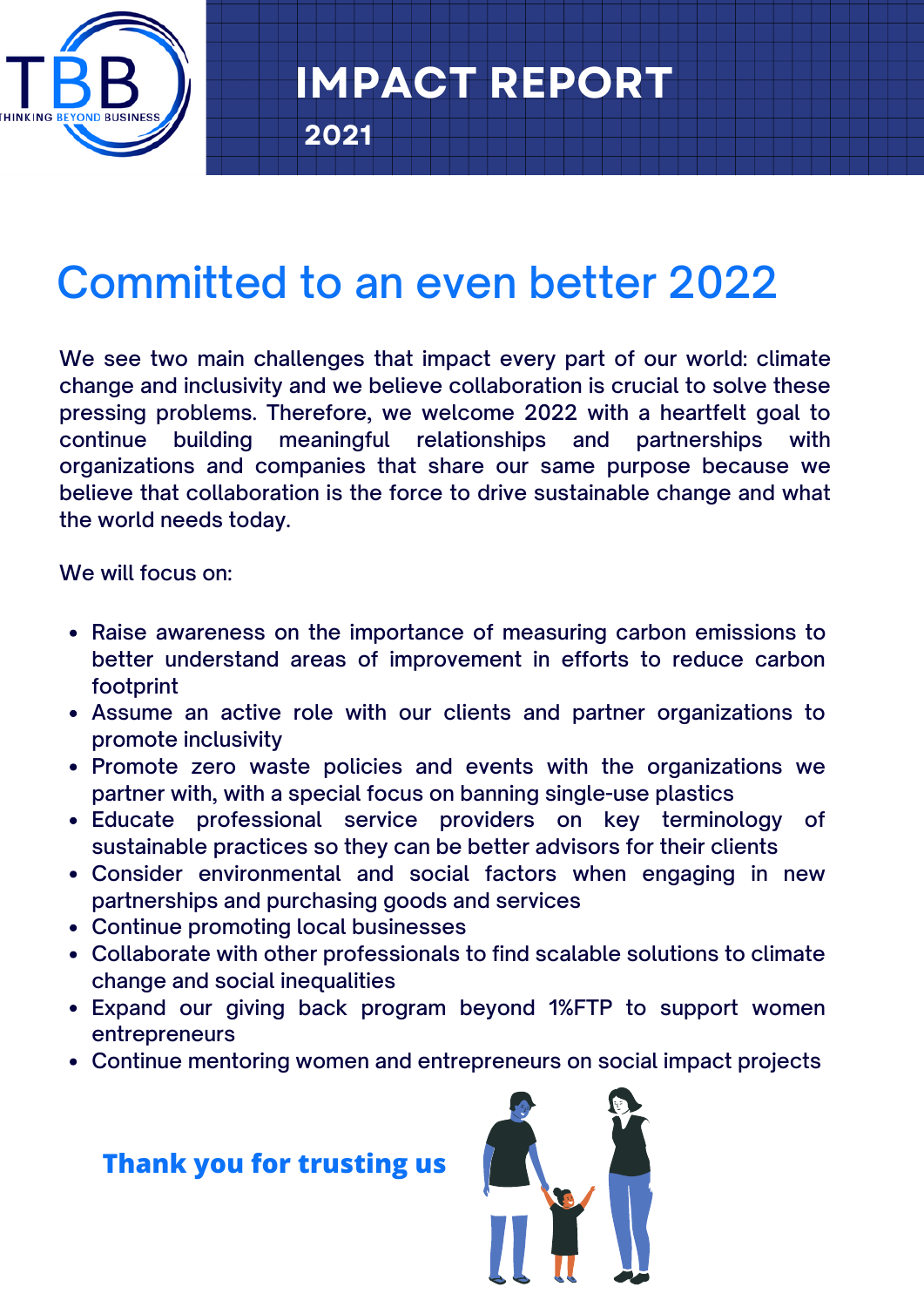TBB
THINKING BEYOND BUSINESS

# IMPACT REPORT

2021

## Committed to an even better 2022

We see two main challenges that impact every part of our world: climate change and inclusivity and we believe collaboration is crucial to solve these pressing problems. Therefore, we welcome 2022 with a heartfelt goal to continue building meaningful relationships and partnerships with organizations and companies that share our same purpose because we believe that collaboration is the force to drive sustainable change and what the world needs today.

We will focus on:

- Raise awareness on the importance of measuring carbon emissions to better understand areas of improvement in efforts to reduce carbon footprint
- Assume an active role with our clients and partner organizations to promote inclusivity
- Promote zero waste policies and events with the organizations we partner with, with a special focus on banning single-use plastics
- Educate professional service providers on key terminology of sustainable practices so they can be better advisors for their clients
- Consider environmental and social factors when engaging in new partnerships and purchasing goods and services
- Continue promoting local businesses
- Collaborate with other professionals to find scalable solutions to climate change and social inequalities
- Expand our giving back program beyond 1%FTP to support women entrepreneurs
- Continue mentoring women and entrepreneurs on social impact projects

**Thank you for trusting us**